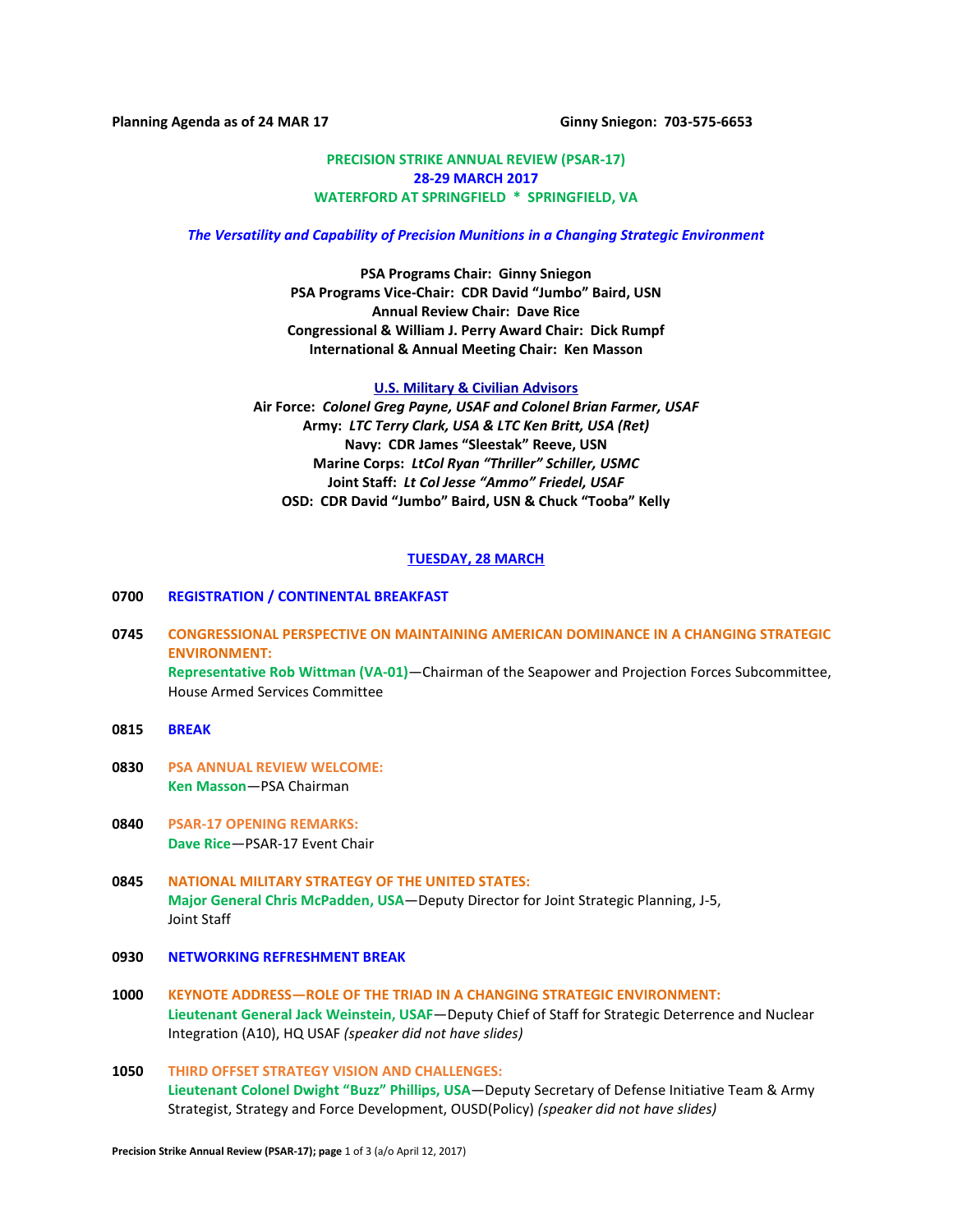**Planning Agenda as of 24 MAR 17** **Ginny Sniegon: 703-575-6653**

**PRECISION STRIKE ANNUAL REVIEW (PSAR-17)**
**28-29 MARCH 2017**
**WATERFORD AT SPRINGFIELD * SPRINGFIELD, VA**

***The Versatility and Capability of Precision Munitions in a Changing Strategic Environment***

**PSA Programs Chair: Ginny Sniegon**
**PSA Programs Vice-Chair: CDR David "Jumbo" Baird, USN**
**Annual Review Chair: Dave Rice**
**Congressional & William J. Perry Award Chair: Dick Rumpf**
**International & Annual Meeting Chair: Ken Masson**

**U.S. Military & Civilian Advisors**
**Air Force:** ***Colonel Greg Payne, USAF and Colonel Brian Farmer, USAF***
**Army:** ***LTC Terry Clark, USA & LTC Ken Britt, USA (Ret)***
**Navy: CDR James "Sleestak" Reeve, USN**
**Marine Corps:** ***LtCol Ryan "Thriller" Schiller, USMC***
**Joint Staff:** ***Lt Col Jesse "Ammo" Friedel, USAF***
**OSD: CDR David "Jumbo" Baird, USN & Chuck "Tooba" Kelly**

## TUESDAY, 28 MARCH

**0700** **REGISTRATION / CONTINENTAL BREAKFAST**

**0745** **CONGRESSIONAL PERSPECTIVE ON MAINTAINING AMERICAN DOMINANCE IN A CHANGING STRATEGIC ENVIRONMENT:**
**Representative Rob Wittman (VA-01)**—Chairman of the Seapower and Projection Forces Subcommittee, House Armed Services Committee

**0815** **BREAK**

**0830** **PSA ANNUAL REVIEW WELCOME:**
**Ken Masson**—PSA Chairman

**0840** **PSAR-17 OPENING REMARKS:**
**Dave Rice**—PSAR-17 Event Chair

**0845** **NATIONAL MILITARY STRATEGY OF THE UNITED STATES:**
**Major General Chris McPadden, USA**—Deputy Director for Joint Strategic Planning, J-5, Joint Staff

**0930** **NETWORKING REFRESHMENT BREAK**

**1000** **KEYNOTE ADDRESS—ROLE OF THE TRIAD IN A CHANGING STRATEGIC ENVIRONMENT:**
**Lieutenant General Jack Weinstein, USAF**—Deputy Chief of Staff for Strategic Deterrence and Nuclear Integration (A10), HQ USAF *(speaker did not have slides)*

**1050** **THIRD OFFSET STRATEGY VISION AND CHALLENGES:**
**Lieutenant Colonel Dwight "Buzz" Phillips, USA**—Deputy Secretary of Defense Initiative Team & Army Strategist, Strategy and Force Development, OUSD(Policy) *(speaker did not have slides)*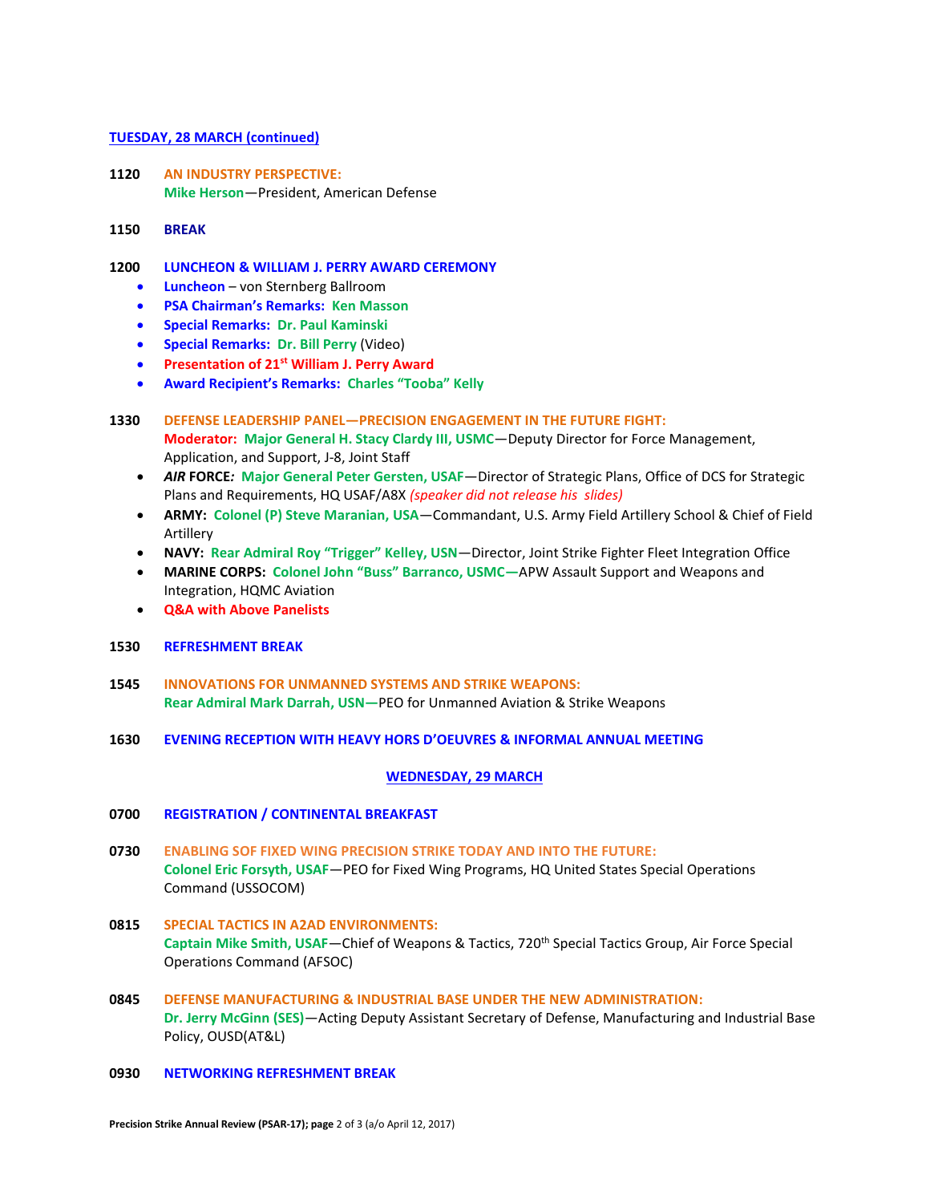## TUESDAY, 28 MARCH (continued)

**1120** **AN INDUSTRY PERSPECTIVE:**
**Mike Herson**—President, American Defense

**1150** **BREAK**

**1200** **LUNCHEON & WILLIAM J. PERRY AWARD CEREMONY**

- **Luncheon** – von Sternberg Ballroom
- **PSA Chairman's Remarks: Ken Masson**
- **Special Remarks: Dr. Paul Kaminski**
- **Special Remarks: Dr. Bill Perry** (Video)
- **Presentation of 21st William J. Perry Award**
- **Award Recipient's Remarks: Charles "Tooba" Kelly**

**1330** **DEFENSE LEADERSHIP PANEL—PRECISION ENGAGEMENT IN THE FUTURE FIGHT:**
**Moderator: Major General H. Stacy Clardy III, USMC**—Deputy Director for Force Management, Application, and Support, J-8, Joint Staff

- ***AIR* FORCE*:* Major General Peter Gersten, USAF**—Director of Strategic Plans, Office of DCS for Strategic Plans and Requirements, HQ USAF/A8X *(speaker did not release his slides)*
- **ARMY: Colonel (P) Steve Maranian, USA**—Commandant, U.S. Army Field Artillery School & Chief of Field Artillery
- **NAVY: Rear Admiral Roy "Trigger" Kelley, USN**—Director, Joint Strike Fighter Fleet Integration Office
- **MARINE CORPS: Colonel John "Buss" Barranco, USMC—**APW Assault Support and Weapons and Integration, HQMC Aviation
- **Q&A with Above Panelists**

**1530** **REFRESHMENT BREAK**

**1545** **INNOVATIONS FOR UNMANNED SYSTEMS AND STRIKE WEAPONS:**
**Rear Admiral Mark Darrah, USN—**PEO for Unmanned Aviation & Strike Weapons

**1630** **EVENING RECEPTION WITH HEAVY HORS D'OEUVRES & INFORMAL ANNUAL MEETING**

## WEDNESDAY, 29 MARCH

**0700** **REGISTRATION / CONTINENTAL BREAKFAST**

**0730** **ENABLING SOF FIXED WING PRECISION STRIKE TODAY AND INTO THE FUTURE:**
**Colonel Eric Forsyth, USAF**—PEO for Fixed Wing Programs, HQ United States Special Operations Command (USSOCOM)

**0815** **SPECIAL TACTICS IN A2AD ENVIRONMENTS:**
**Captain Mike Smith, USAF**—Chief of Weapons & Tactics, 720th Special Tactics Group, Air Force Special Operations Command (AFSOC)

**0845** **DEFENSE MANUFACTURING & INDUSTRIAL BASE UNDER THE NEW ADMINISTRATION:**
**Dr. Jerry McGinn (SES)**—Acting Deputy Assistant Secretary of Defense, Manufacturing and Industrial Base Policy, OUSD(AT&L)

**0930** **NETWORKING REFRESHMENT BREAK**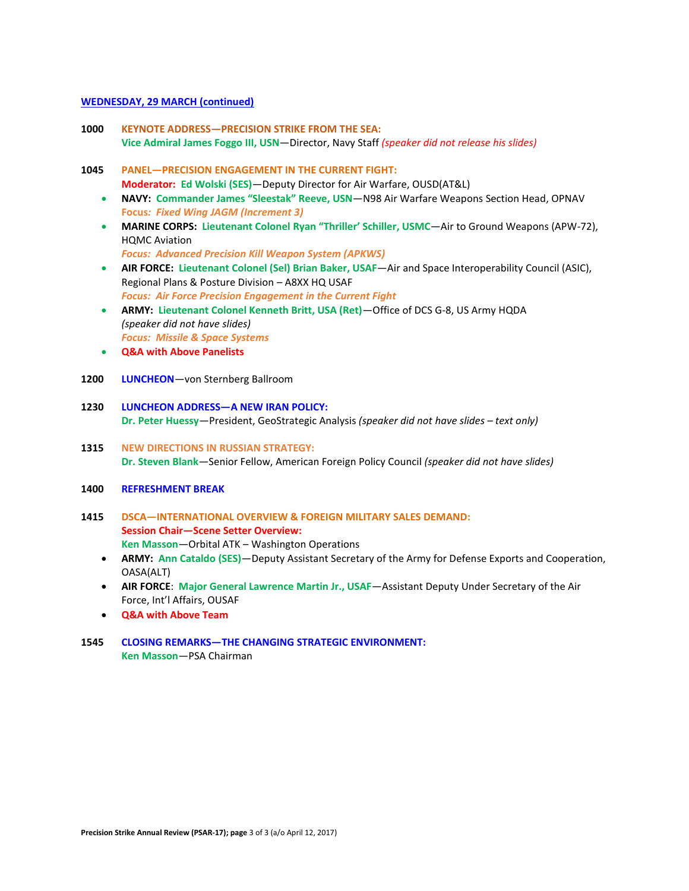**WEDNESDAY, 29 MARCH (continued)**

**1000** **KEYNOTE ADDRESS—PRECISION STRIKE FROM THE SEA:**
**Vice Admiral James Foggo III, USN**—Director, Navy Staff *(speaker did not release his slides)*

**1045** **PANEL—PRECISION ENGAGEMENT IN THE CURRENT FIGHT:**
**Moderator: Ed Wolski (SES)**—Deputy Director for Air Warfare, OUSD(AT&L)

- **NAVY: Commander James "Sleestak" Reeve, USN**—N98 Air Warfare Weapons Section Head, OPNAV
  *Focus: Fixed Wing JAGM (Increment 3)*
- **MARINE CORPS: Lieutenant Colonel Ryan "Thriller' Schiller, USMC**—Air to Ground Weapons (APW-72), HQMC Aviation
  *Focus: Advanced Precision Kill Weapon System (APKWS)*
- **AIR FORCE: Lieutenant Colonel (Sel) Brian Baker, USAF**—Air and Space Interoperability Council (ASIC), Regional Plans & Posture Division – A8XX HQ USAF
  *Focus: Air Force Precision Engagement in the Current Fight*
- **ARMY: Lieutenant Colonel Kenneth Britt, USA (Ret)**—Office of DCS G-8, US Army HQDA
  *(speaker did not have slides)*
  *Focus: Missile & Space Systems*
- **Q&A with Above Panelists**

**1200** **LUNCHEON**—von Sternberg Ballroom

**1230** **LUNCHEON ADDRESS—A NEW IRAN POLICY:**
**Dr. Peter Huessy**—President, GeoStrategic Analysis *(speaker did not have slides – text only)*

**1315** **NEW DIRECTIONS IN RUSSIAN STRATEGY:**
**Dr. Steven Blank**—Senior Fellow, American Foreign Policy Council *(speaker did not have slides)*

**1400** **REFRESHMENT BREAK**

**1415** **DSCA—INTERNATIONAL OVERVIEW & FOREIGN MILITARY SALES DEMAND:**
**Session Chair—Scene Setter Overview:**
**Ken Masson**—Orbital ATK – Washington Operations

- **ARMY: Ann Cataldo (SES)**—Deputy Assistant Secretary of the Army for Defense Exports and Cooperation, OASA(ALT)
- **AIR FORCE: Major General Lawrence Martin Jr., USAF**—Assistant Deputy Under Secretary of the Air Force, Int'l Affairs, OUSAF
- **Q&A with Above Team**

**1545** **CLOSING REMARKS—THE CHANGING STRATEGIC ENVIRONMENT:**
**Ken Masson**—PSA Chairman